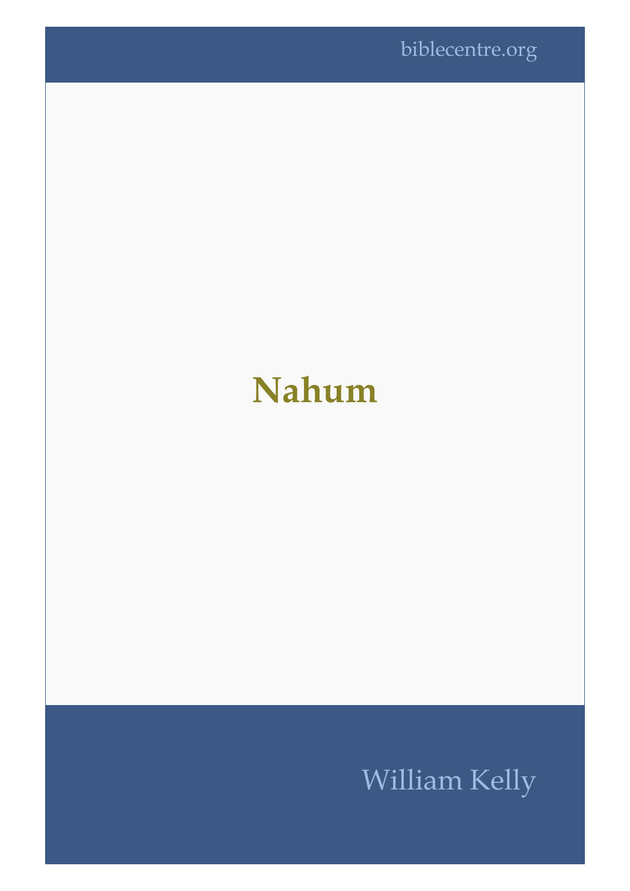biblecentre.org

# Nahum

William Kelly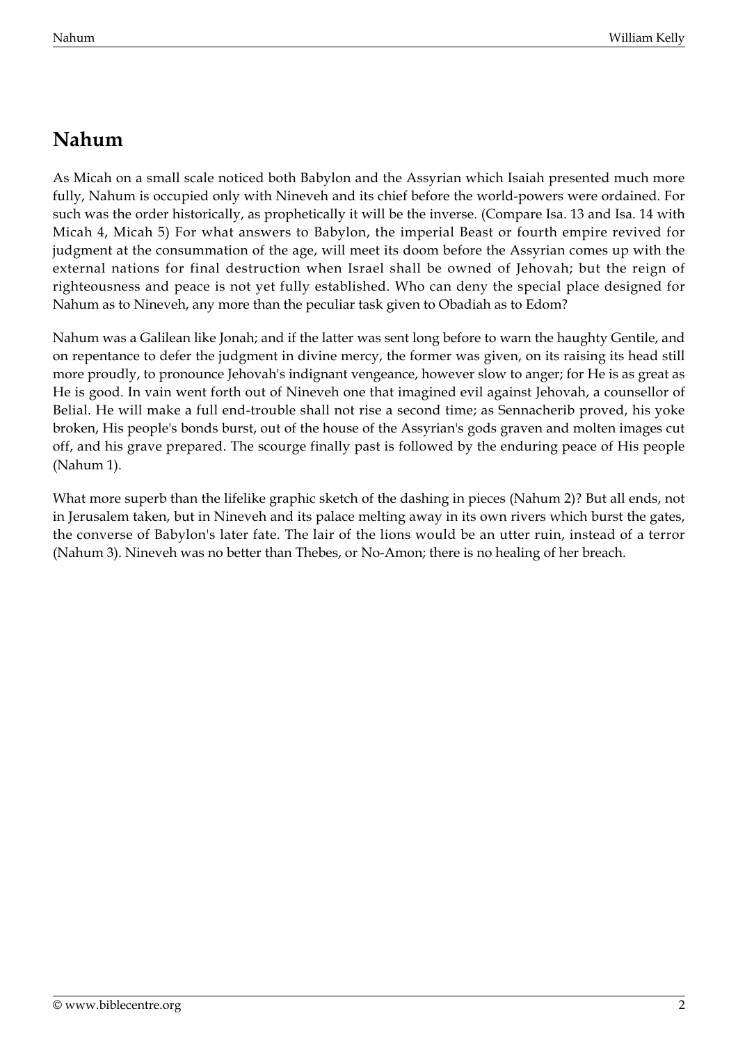# Nahum

As Micah on a small scale noticed both Babylon and the Assyrian which Isaiah presented much more fully, Nahum is occupied only with Nineveh and its chief before the world-powers were ordained. For such was the order historically, as prophetically it will be the inverse. (Compare Isa. 13 and Isa. 14 with Micah 4, Micah 5) For what answers to Babylon, the imperial Beast or fourth empire revived for judgment at the consummation of the age, will meet its doom before the Assyrian comes up with the external nations for final destruction when Israel shall be owned of Jehovah; but the reign of righteousness and peace is not yet fully established. Who can deny the special place designed for Nahum as to Nineveh, any more than the peculiar task given to Obadiah as to Edom?

Nahum was a Galilean like Jonah; and if the latter was sent long before to warn the haughty Gentile, and on repentance to defer the judgment in divine mercy, the former was given, on its raising its head still more proudly, to pronounce Jehovah's indignant vengeance, however slow to anger; for He is as great as He is good. In vain went forth out of Nineveh one that imagined evil against Jehovah, a counsellor of Belial. He will make a full end-trouble shall not rise a second time; as Sennacherib proved, his yoke broken, His people's bonds burst, out of the house of the Assyrian's gods graven and molten images cut off, and his grave prepared. The scourge finally past is followed by the enduring peace of His people (Nahum 1).

What more superb than the lifelike graphic sketch of the dashing in pieces (Nahum 2)? But all ends, not in Jerusalem taken, but in Nineveh and its palace melting away in its own rivers which burst the gates, the converse of Babylon's later fate. The lair of the lions would be an utter ruin, instead of a terror (Nahum 3). Nineveh was no better than Thebes, or No-Amon; there is no healing of her breach.